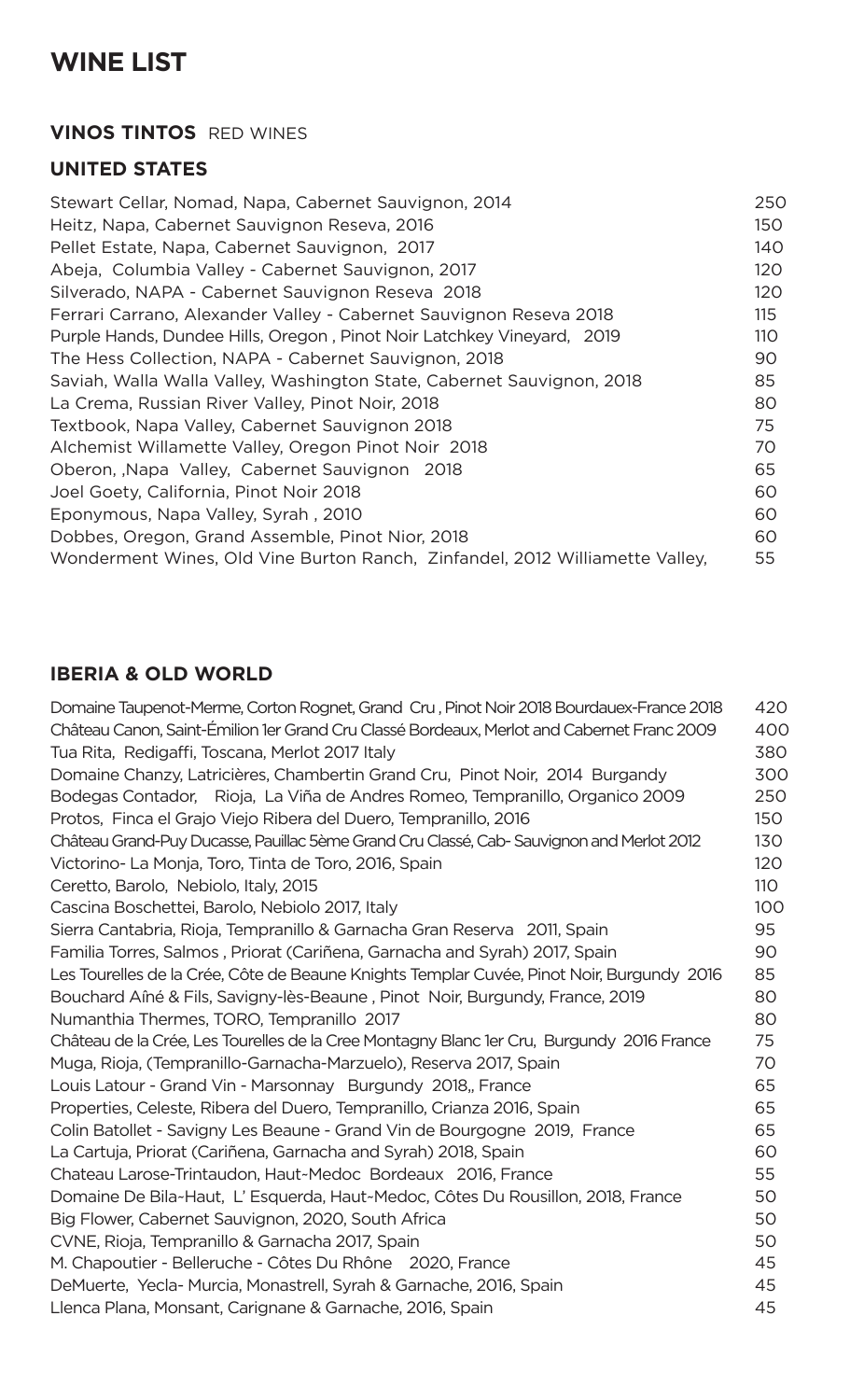# WINE LIST

### VINOS TINTOS RED WINES

### UNITED STATES

| | |
|---|---|
| Stewart Cellar, Nomad, Napa, Cabernet Sauvignon, 2014 | 250 |
| Heitz, Napa, Cabernet Sauvignon Reseva, 2016 | 150 |
| Pellet Estate, Napa, Cabernet Sauvignon, 2017 | 140 |
| Abeja, Columbia Valley - Cabernet Sauvignon, 2017 | 120 |
| Silverado, NAPA - Cabernet Sauvignon Reseva 2018 | 120 |
| Ferrari Carrano, Alexander Valley - Cabernet Sauvignon Reseva 2018 | 115 |
| Purple Hands, Dundee Hills, Oregon , Pinot Noir Latchkey Vineyard, 2019 | 110 |
| The Hess Collection, NAPA - Cabernet Sauvignon, 2018 | 90 |
| Saviah, Walla Walla Valley, Washington State, Cabernet Sauvignon, 2018 | 85 |
| La Crema, Russian River Valley, Pinot Noir, 2018 | 80 |
| Textbook, Napa Valley, Cabernet Sauvignon 2018 | 75 |
| Alchemist Willamette Valley, Oregon Pinot Noir 2018 | 70 |
| Oberon, ,Napa Valley, Cabernet Sauvignon 2018 | 65 |
| Joel Goety, California, Pinot Noir 2018 | 60 |
| Eponymous, Napa Valley, Syrah , 2010 | 60 |
| Dobbes, Oregon, Grand Assemble, Pinot Nior, 2018 | 60 |
| Wonderment Wines, Old Vine Burton Ranch, Zinfandel, 2012 Williamette Valley, | 55 |

### IBERIA & OLD WORLD

| | |
|---|---|
| Domaine Taupenot-Merme, Corton Rognet, Grand Cru , Pinot Noir 2018 Bourdauex-France 2018 | 420 |
| Château Canon, Saint-Émilion 1er Grand Cru Classé Bordeaux, Merlot and Cabernet Franc 2009 | 400 |
| Tua Rita, Redigaffi, Toscana, Merlot 2017 Italy | 380 |
| Domaine Chanzy, Latricières, Chambertin Grand Cru, Pinot Noir, 2014 Burgandy | 300 |
| Bodegas Contador, Rioja, La Viña de Andres Romeo, Tempranillo, Organico 2009 | 250 |
| Protos, Finca el Grajo Viejo Ribera del Duero, Tempranillo, 2016 | 150 |
| Château Grand-Puy Ducasse, Pauillac 5ème Grand Cru Classé, Cab- Sauvignon and Merlot 2012 | 130 |
| Victorino- La Monja, Toro, Tinta de Toro, 2016, Spain | 120 |
| Ceretto, Barolo, Nebiolo, Italy, 2015 | 110 |
| Cascina Boschettei, Barolo, Nebiolo 2017, Italy | 100 |
| Sierra Cantabria, Rioja, Tempranillo & Garnacha Gran Reserva 2011, Spain | 95 |
| Familia Torres, Salmos , Priorat (Cariñena, Garnacha and Syrah) 2017, Spain | 90 |
| Les Tourelles de la Crée, Côte de Beaune Knights Templar Cuvée, Pinot Noir, Burgundy 2016 | 85 |
| Bouchard Aîné & Fils, Savigny-lès-Beaune , Pinot Noir, Burgundy, France, 2019 | 80 |
| Numanthia Thermes, TORO, Tempranillo 2017 | 80 |
| Château de la Crée, Les Tourelles de la Cree Montagny Blanc 1er Cru, Burgundy 2016 France | 75 |
| Muga, Rioja, (Tempranillo-Garnacha-Marzuelo), Reserva 2017, Spain | 70 |
| Louis Latour - Grand Vin - Marsonnay Burgundy 2018,, France | 65 |
| Properties, Celeste, Ribera del Duero, Tempranillo, Crianza 2016, Spain | 65 |
| Colin Batollet - Savigny Les Beaune - Grand Vin de Bourgogne 2019, France | 65 |
| La Cartuja, Priorat (Cariñena, Garnacha and Syrah) 2018, Spain | 60 |
| Chateau Larose-Trintaudon, Haut-Medoc Bordeaux 2016, France | 55 |
| Domaine De Bila-Haut, L' Esquerda, Haut-Medoc, Côtes Du Rousillon, 2018, France | 50 |
| Big Flower, Cabernet Sauvignon, 2020, South Africa | 50 |
| CVNE, Rioja, Tempranillo & Garnacha 2017, Spain | 50 |
| M. Chapoutier - Belleruche - Côtes Du Rhône 2020, France | 45 |
| DeMuerte, Yecla- Murcia, Monastrell, Syrah & Garnache, 2016, Spain | 45 |
| Llenca Plana, Monsant, Carignane & Garnache, 2016, Spain | 45 |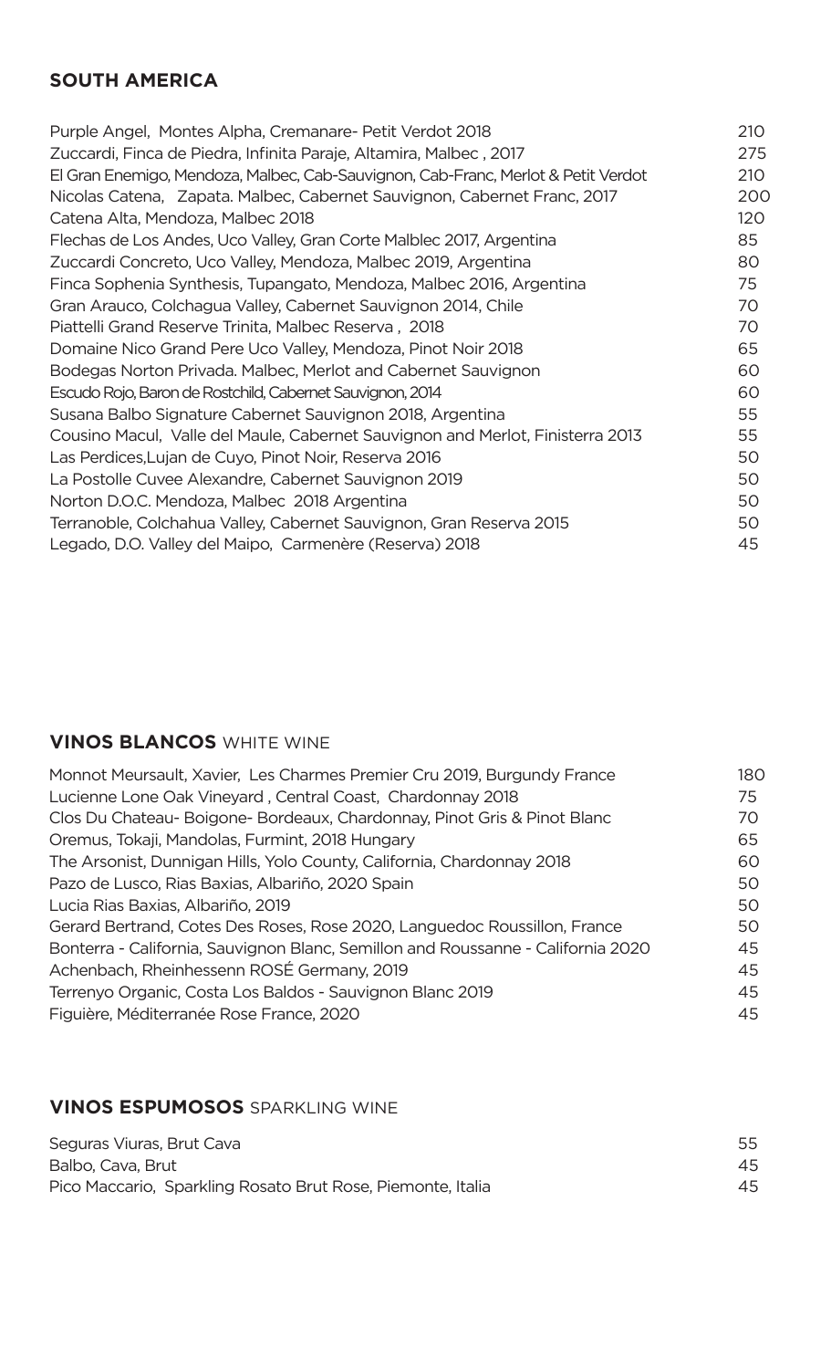## SOUTH AMERICA

| | |
|---|---|
| Purple Angel, Montes Alpha, Cremanare- Petit Verdot 2018 | 210 |
| Zuccardi, Finca de Piedra, Infinita Paraje, Altamira, Malbec , 2017 | 275 |
| El Gran Enemigo, Mendoza, Malbec, Cab-Sauvignon, Cab-Franc, Merlot & Petit Verdot | 210 |
| Nicolas Catena, Zapata. Malbec, Cabernet Sauvignon, Cabernet Franc, 2017 | 200 |
| Catena Alta, Mendoza, Malbec 2018 | 120 |
| Flechas de Los Andes, Uco Valley, Gran Corte Malblec 2017, Argentina | 85 |
| Zuccardi Concreto, Uco Valley, Mendoza, Malbec 2019, Argentina | 80 |
| Finca Sophenia Synthesis, Tupangato, Mendoza, Malbec 2016, Argentina | 75 |
| Gran Arauco, Colchagua Valley, Cabernet Sauvignon 2014, Chile | 70 |
| Piattelli Grand Reserve Trinita, Malbec Reserva , 2018 | 70 |
| Domaine Nico Grand Pere Uco Valley, Mendoza, Pinot Noir 2018 | 65 |
| Bodegas Norton Privada. Malbec, Merlot and Cabernet Sauvignon | 60 |
| Escudo Rojo, Baron de Rostchild, Cabernet Sauvignon, 2014 | 60 |
| Susana Balbo Signature Cabernet Sauvignon 2018, Argentina | 55 |
| Cousino Macul, Valle del Maule, Cabernet Sauvignon and Merlot, Finisterra 2013 | 55 |
| Las Perdices,Lujan de Cuyo, Pinot Noir, Reserva 2016 | 50 |
| La Postolle Cuvee Alexandre, Cabernet Sauvignon 2019 | 50 |
| Norton D.O.C. Mendoza, Malbec 2018 Argentina | 50 |
| Terranoble, Colchahua Valley, Cabernet Sauvignon, Gran Reserva 2015 | 50 |
| Legado, D.O. Valley del Maipo, Carmenère (Reserva) 2018 | 45 |

## VINOS BLANCOS WHITE WINE

| | |
|---|---|
| Monnot Meursault, Xavier, Les Charmes Premier Cru 2019, Burgundy France | 180 |
| Lucienne Lone Oak Vineyard , Central Coast, Chardonnay 2018 | 75 |
| Clos Du Chateau- Boigone- Bordeaux, Chardonnay, Pinot Gris & Pinot Blanc | 70 |
| Oremus, Tokaji, Mandolas, Furmint, 2018 Hungary | 65 |
| The Arsonist, Dunnigan Hills, Yolo County, California, Chardonnay 2018 | 60 |
| Pazo de Lusco, Rias Baxias, Albariño, 2020 Spain | 50 |
| Lucia Rias Baxias, Albariño, 2019 | 50 |
| Gerard Bertrand, Cotes Des Roses, Rose 2020, Languedoc Roussillon, France | 50 |
| Bonterra - California, Sauvignon Blanc, Semillon and Roussanne - California 2020 | 45 |
| Achenbach, Rheinhessenn ROSÉ Germany, 2019 | 45 |
| Terrenyo Organic, Costa Los Baldos - Sauvignon Blanc 2019 | 45 |
| Figuière, Méditerranée Rose France, 2020 | 45 |

## VINOS ESPUMOSOS SPARKLING WINE

| | |
|---|---|
| Seguras Viuras, Brut Cava | 55 |
| Balbo, Cava, Brut | 45 |
| Pico Maccario, Sparkling Rosato Brut Rose, Piemonte, Italia | 45 |